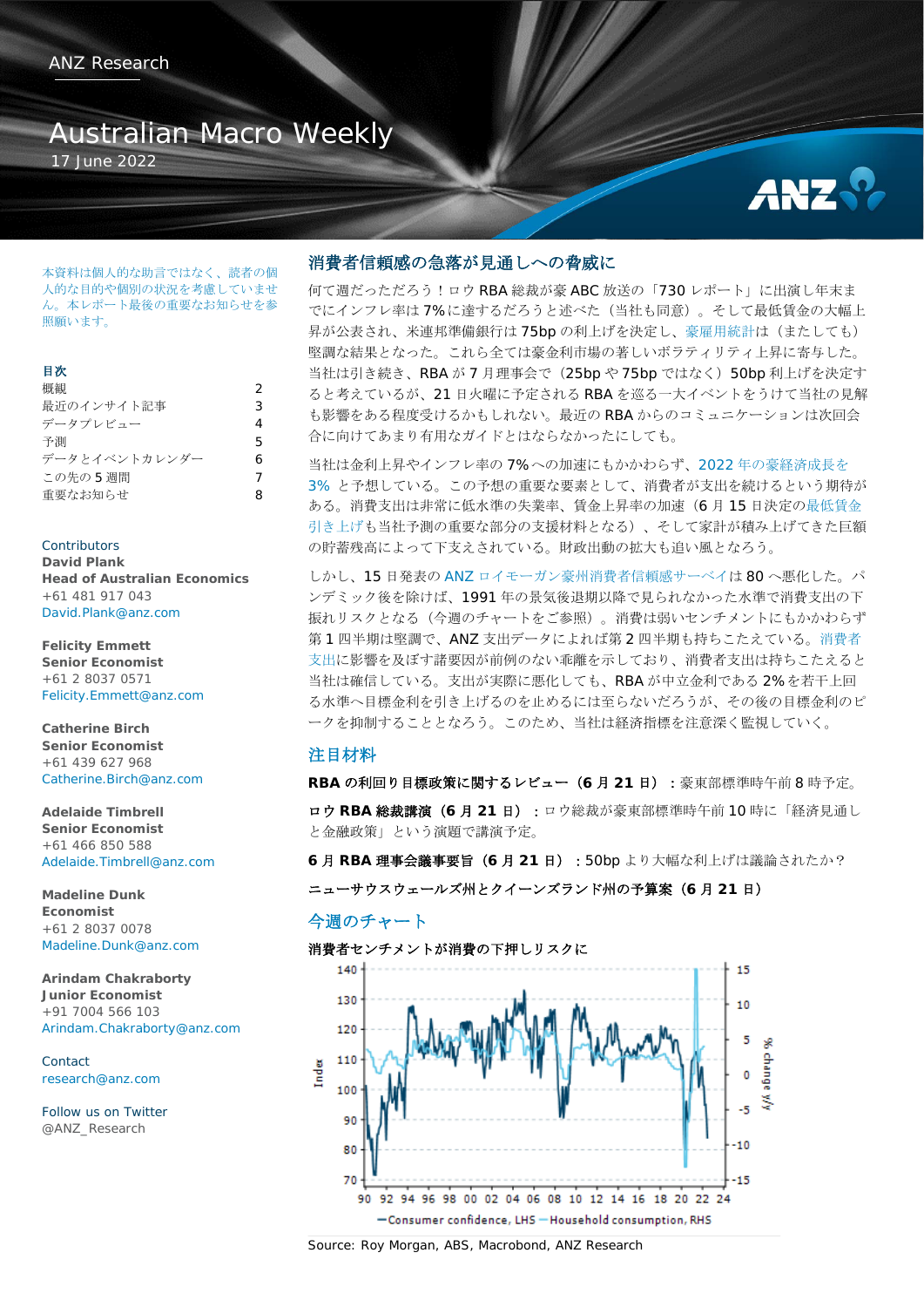ANZ Research

# Australian Macro Weekly

17 June 2022

本資料は個人的な助言ではなく、読者の個人的な目的や個別の状況を考慮していません。本レポート最後の重要なお知らせを参照願います。

**目次**

| | |
|---|---|
| 概観 | 2 |
| 最近のインサイト記事 | 3 |
| データプレビュー | 4 |
| 予測 | 5 |
| データとイベントカレンダー | 6 |
| この先の 5 週間 | 7 |
| 重要なお知らせ | 8 |

Contributors

**David Plank**
**Head of Australian Economics**
+61 481 917 043
David.Plank@anz.com

**Felicity Emmett**
**Senior Economist**
+61 2 8037 0571
Felicity.Emmett@anz.com

**Catherine Birch**
**Senior Economist**
+61 439 627 968
Catherine.Birch@anz.com

**Adelaide Timbrell**
**Senior Economist**
+61 466 850 588
Adelaide.Timbrell@anz.com

**Madeline Dunk**
**Economist**
+61 2 8037 0078
Madeline.Dunk@anz.com

**Arindam Chakraborty**
**Junior Economist**
+91 7004 566 103
Arindam.Chakraborty@anz.com

Contact
research@anz.com

Follow us on Twitter
@ANZ_Research

## 消費者信頼感の急落が見通しへの脅威に

何て週だっただろう！ロウ RBA 総裁が豪 ABC 放送の「730 レポート」に出演し年末までにインフレ率は 7% に達するだろうと述べた（当社も同意）。そして最低賃金の大幅上昇が公表され、米連邦準備銀行は 75bp の利上げを決定し、豪雇用統計は（またしても）堅調な結果となった。これら全ては豪金利市場の著しいボラティリティ上昇に寄与した。当社は引き続き、RBA が 7 月理事会で（25bp や 75bp ではなく）50bp 利上げを決定すると考えているが、21 日火曜に予定される RBA を巡る一大イベントをうけて当社の見解も影響をある程度受けるかもしれない。最近の RBA からのコミュニケーションは次回会合に向けてあまり有用なガイドとはならなかったにしても。

当社は金利上昇やインフレ率の 7% への加速にもかかわらず、2022 年の豪経済成長を 3% と予想している。この予想の重要な要素として、消費者が支出を続けるという期待がある。消費支出は非常に低水準の失業率、賃金上昇率の加速（6 月 15 日決定の最低賃金引き上げも当社予測の重要な部分の支援材料となる）、そして家計が積み上げてきた巨額の貯蓄残高によって下支えされている。財政出動の拡大も追い風となろう。

しかし、15 日発表の ANZ ロイモーガン豪州消費者信頼感サーベイは 80 へ悪化した。パンデミック後を除けば、1991 年の景気後退期以降で見られなかった水準で消費支出の下振れリスクとなる（今週のチャートをご参照）。消費は弱いセンチメントにもかかわらず第 1 四半期は堅調で、ANZ 支出データによれば第 2 四半期も持ちこたえている。消費者支出に影響を及ぼす諸要因が前例のない乖離を示しており、消費者支出は持ちこたえると当社は確信している。支出が実際に悪化しても、RBA が中立金利である 2% を若干上回る水準へ目標金利を引き上げるのを止めるには至らないだろうが、その後の目標金利のピークを抑制することとなろう。このため、当社は経済指標を注意深く監視していく。

## 注目材料

**RBA の利回り目標政策に関するレビュー（6 月 21 日）**：豪東部標準時午前 8 時予定。

**ロウ RBA 総裁講演（6 月 21 日）**：ロウ総裁が豪東部標準時午前 10 時に「経済見通しと金融政策」という演題で講演予定。

**6 月 RBA 理事会議事要旨（6 月 21 日）**：50bp より大幅な利上げは議論されたか？

**ニューサウスウェールズ州とクイーンズランド州の予算案（6 月 21 日）**

## 今週のチャート

**消費者センチメントが消費の下押しリスクに**

Source: Roy Morgan, ABS, Macrobond, ANZ Research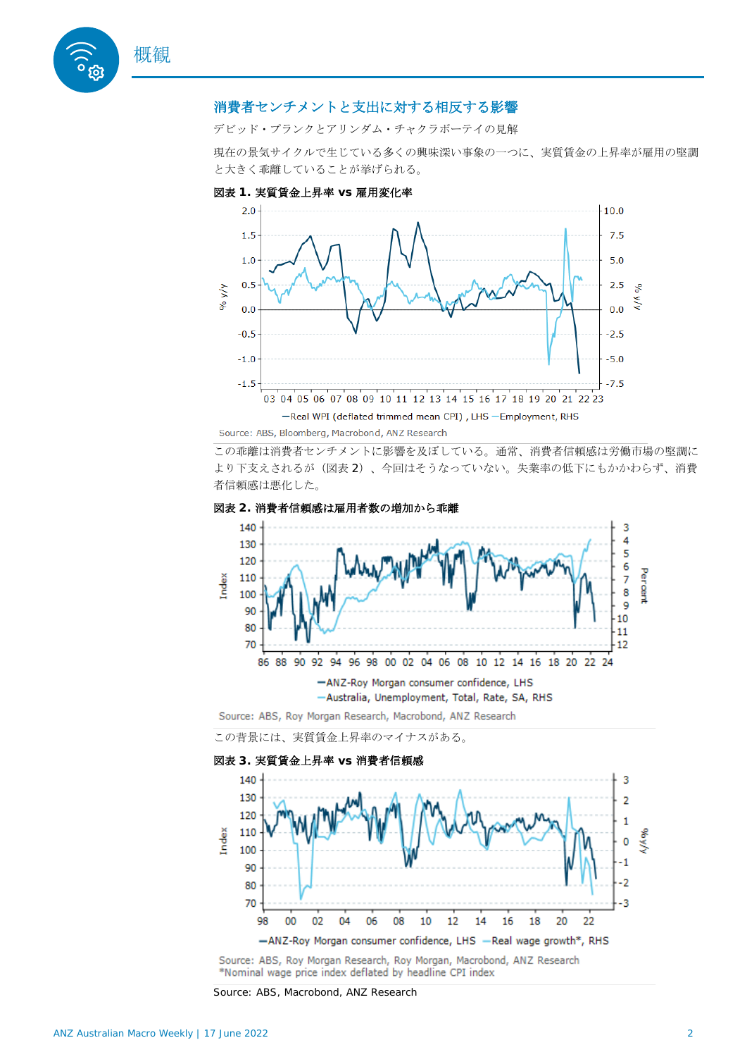## 概観

### 消費者センチメントと支出に対する相反する影響

デビッド・プランクとアリンダム・チャクラボーティの見解

現在の景気サイクルで生じている多くの興味深い事象の一つに、実質賃金の上昇率が雇用の堅調と大きく乖離していることが挙げられる。

**図表 1. 実質賃金上昇率 vs 雇用変化率**

Source: ABS, Bloomberg, Macrobond, ANZ Research

この乖離は消費者センチメントに影響を及ぼしている。通常、消費者信頼感は労働市場の堅調により下支えされるが（図表 2）、今回はそうなっていない。失業率の低下にもかかわらず、消費者信頼感は悪化した。

**図表 2. 消費者信頼感は雇用者数の増加から乖離**

Source: ABS, Roy Morgan Research, Macrobond, ANZ Research

この背景には、実質賃金上昇率のマイナスがある。

**図表 3. 実質賃金上昇率 vs 消費者信頼感**

Source: ABS, Roy Morgan Research, Roy Morgan, Macrobond, ANZ Research
*Nominal wage price index deflated by headline CPI index

Source: ABS, Macrobond, ANZ Research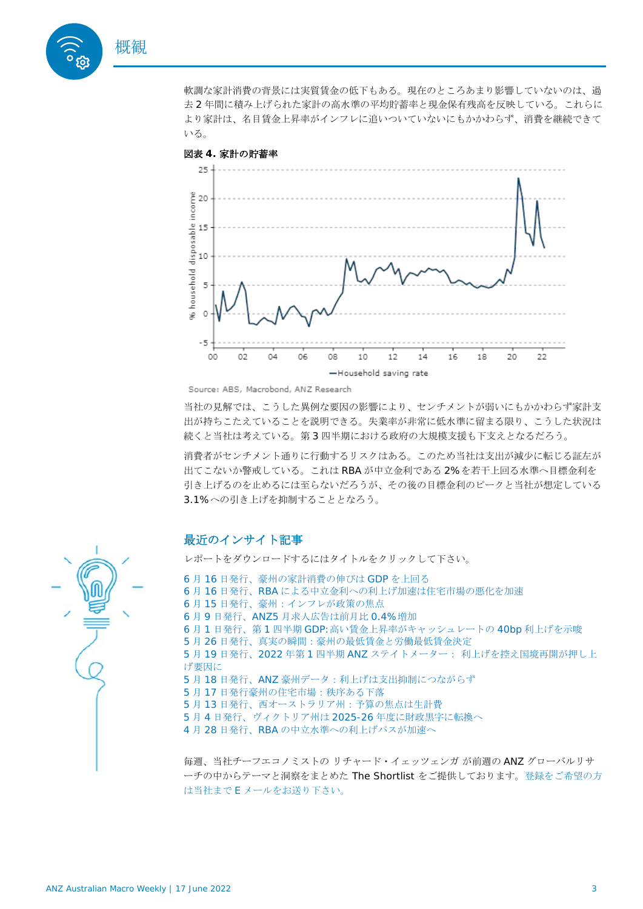## 概観

軟調な家計消費の背景には実質賃金の低下もある。現在のところあまり影響していないのは、過去 2 年間に積み上げられた家計の高水準の平均貯蓄率と現金保有残高を反映している。これらにより家計は、名目賃金上昇率がインフレに追いついていないにもかかわらず、消費を継続できている。

**図表 4. 家計の貯蓄率**

Source: ABS, Macrobond, ANZ Research

当社の見解では、こうした異例な要因の影響により、センチメントが弱いにもかかわらず家計支出が持ちこたえていることを説明できる。失業率が非常に低水準に留まる限り、こうした状況は続くと当社は考えている。第 3 四半期における政府の大規模支援も下支えとなるだろう。

消費者がセンチメント通りに行動するリスクはある。このため当社は支出が減少に転じる証左が出てこないか警戒している。これは RBA が中立金利である 2% を若干上回る水準へ目標金利を引き上げるのを止めるには至らないだろうが、その後の目標金利のピークと当社が想定している 3.1%への引き上げを抑制することとなろう。

## 最近のインサイト記事

レポートをダウンロードするにはタイトルをクリックして下さい。

6 月 16 日発行、豪州の家計消費の伸びは GDP を上回る
6 月 16 日発行、RBA による中立金利への利上げ加速は住宅市場の悪化を加速
6 月 15 日発行、豪州：インフレが政策の焦点
6 月 9 日発行、ANZ5 月求人広告は前月比 0.4%増加
6 月 1 日発行、第 1 四半期 GDP: 高い賃金上昇率がキャッシュレートの 40bp 利上げを示唆
5 月 26 日発行、真実の瞬間：豪州の最低賃金と労働最低賃金決定
5 月 19 日発行、2022 年第 1 四半期 ANZ ステイトメーター： 利上げを控え国境再開が押し上げ要因に
5 月 18 日発行、ANZ 豪州データ：利上げは支出抑制につながらず
5 月 17 日発行豪州の住宅市場：秩序ある下落
5 月 13 日発行、西オーストラリア州：予算の焦点は生計費
5 月 4 日発行、ヴィクトリア州は 2025-26 年度に財政黒字に転換へ
4 月 28 日発行、RBA の中立水準への利上げパスが加速へ

毎週、当社チーフエコノミストの リチャード・イェッツェンガ が前週の ANZ グローバルリサーチの中からテーマと洞察をまとめた The Shortlist をご提供しております。登録をご希望の方は当社まで E メールをお送り下さい。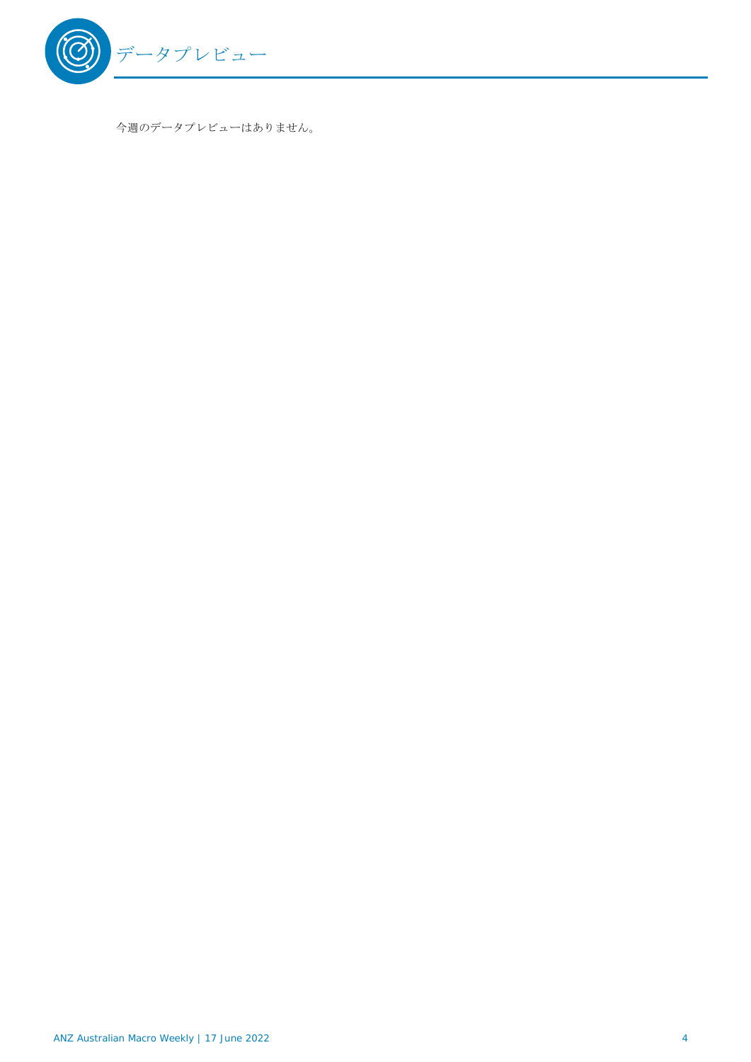## データプレビュー

今週のデータプレビューはありません。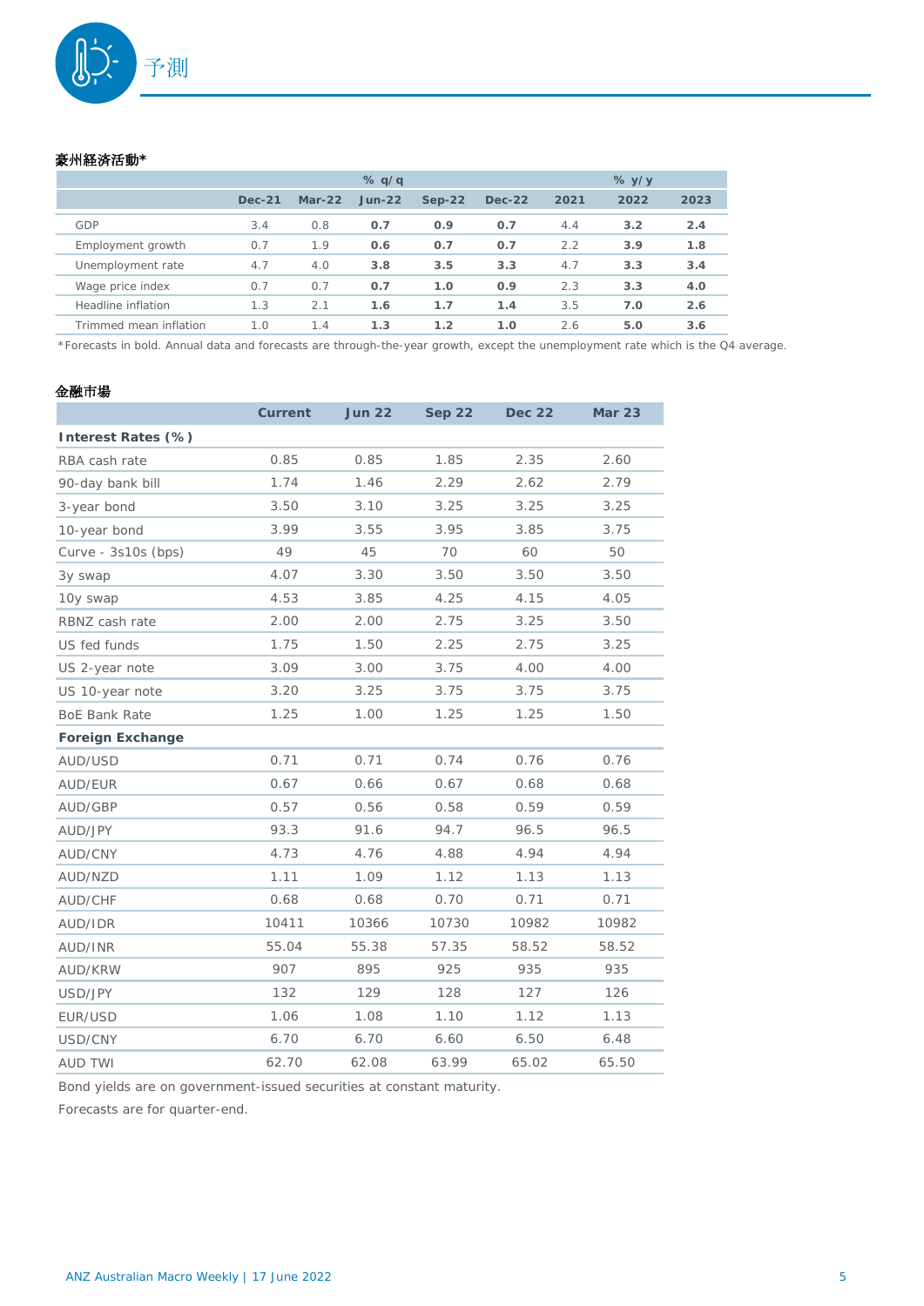# 予測

### 豪州経済活動*

| | % q/q | | | | | % y/y | | |
|---|---|---|---|---|---|---|---|---|
| | Dec-21 | Mar-22 | Jun-22 | Sep-22 | Dec-22 | 2021 | 2022 | 2023 |
| GDP | 3.4 | 0.8 | **0.7** | **0.9** | **0.7** | 4.4 | **3.2** | **2.4** |
| Employment growth | 0.7 | 1.9 | **0.6** | **0.7** | **0.7** | 2.2 | **3.9** | **1.8** |
| Unemployment rate | 4.7 | 4.0 | **3.8** | **3.5** | **3.3** | 4.7 | **3.3** | **3.4** |
| Wage price index | 0.7 | 0.7 | **0.7** | **1.0** | **0.9** | 2.3 | **3.3** | **4.0** |
| Headline inflation | 1.3 | 2.1 | **1.6** | **1.7** | **1.4** | 3.5 | **7.0** | **2.6** |
| Trimmed mean inflation | 1.0 | 1.4 | **1.3** | **1.2** | **1.0** | 2.6 | **5.0** | **3.6** |

*Forecasts in bold. Annual data and forecasts are through-the-year growth, except the unemployment rate which is the Q4 average.

### 金融市場

| | Current | Jun 22 | Sep 22 | Dec 22 | Mar 23 |
|---|---|---|---|---|---|
| **Interest Rates (%)** | | | | | |
| RBA cash rate | 0.85 | 0.85 | 1.85 | 2.35 | 2.60 |
| 90-day bank bill | 1.74 | 1.46 | 2.29 | 2.62 | 2.79 |
| 3-year bond | 3.50 | 3.10 | 3.25 | 3.25 | 3.25 |
| 10-year bond | 3.99 | 3.55 | 3.95 | 3.85 | 3.75 |
| Curve - 3s10s (bps) | 49 | 45 | 70 | 60 | 50 |
| 3y swap | 4.07 | 3.30 | 3.50 | 3.50 | 3.50 |
| 10y swap | 4.53 | 3.85 | 4.25 | 4.15 | 4.05 |
| RBNZ cash rate | 2.00 | 2.00 | 2.75 | 3.25 | 3.50 |
| US fed funds | 1.75 | 1.50 | 2.25 | 2.75 | 3.25 |
| US 2-year note | 3.09 | 3.00 | 3.75 | 4.00 | 4.00 |
| US 10-year note | 3.20 | 3.25 | 3.75 | 3.75 | 3.75 |
| BoE Bank Rate | 1.25 | 1.00 | 1.25 | 1.25 | 1.50 |
| **Foreign Exchange** | | | | | |
| AUD/USD | 0.71 | 0.71 | 0.74 | 0.76 | 0.76 |
| AUD/EUR | 0.67 | 0.66 | 0.67 | 0.68 | 0.68 |
| AUD/GBP | 0.57 | 0.56 | 0.58 | 0.59 | 0.59 |
| AUD/JPY | 93.3 | 91.6 | 94.7 | 96.5 | 96.5 |
| AUD/CNY | 4.73 | 4.76 | 4.88 | 4.94 | 4.94 |
| AUD/NZD | 1.11 | 1.09 | 1.12 | 1.13 | 1.13 |
| AUD/CHF | 0.68 | 0.68 | 0.70 | 0.71 | 0.71 |
| AUD/IDR | 10411 | 10366 | 10730 | 10982 | 10982 |
| AUD/INR | 55.04 | 55.38 | 57.35 | 58.52 | 58.52 |
| AUD/KRW | 907 | 895 | 925 | 935 | 935 |
| USD/JPY | 132 | 129 | 128 | 127 | 126 |
| EUR/USD | 1.06 | 1.08 | 1.10 | 1.12 | 1.13 |
| USD/CNY | 6.70 | 6.70 | 6.60 | 6.50 | 6.48 |
| AUD TWI | 62.70 | 62.08 | 63.99 | 65.02 | 65.50 |

Bond yields are on government-issued securities at constant maturity.

Forecasts are for quarter-end.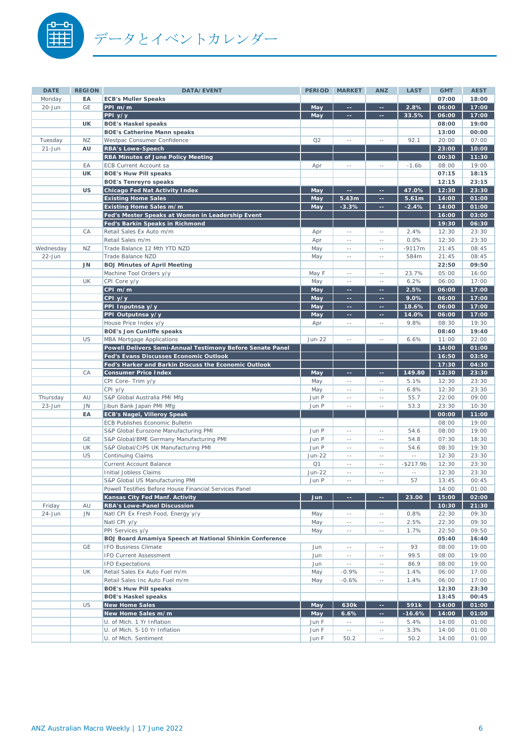# データとイベントカレンダー

| DATE | REGION | DATA/EVENT | PERIOD | MARKET | ANZ | LAST | GMT | AEST |
|---|---|---|---|---|---|---|---|---|
| Monday | EA | **ECB's Muller Speaks** | | | | | **07:00** | **18:00** |
| 20-Jun | GE | **PPI m/m** | **May** | **--** | **--** | **2.8%** | **06:00** | **17:00** |
| | | **PPI y/y** | **May** | **--** | **--** | **33.5%** | **06:00** | **17:00** |
| | UK | **BOE's Haskel speaks** | | | | | **08:00** | **19:00** |
| | | **BOE's Catherine Mann speaks** | | | | | **13:00** | **00:00** |
| Tuesday | NZ | Westpac Consumer Confidence | Q2 | -- | -- | 92.1 | 20:00 | 07:00 |
| 21-Jun | AU | **RBA's Lowe-Speech** | | | | | **23:00** | **10:00** |
| | | **RBA Minutes of June Policy Meeting** | | | | | **00:30** | **11:30** |
| | EA | ECB Current Account sa | Apr | -- | -- | -1.6b | 08:00 | 19:00 |
| | UK | **BOE's Huw Pill speaks** | | | | | **07:15** | **18:15** |
| | | **BOE's Tenreyro speaks** | | | | | **12:15** | **23:15** |
| | US | **Chicago Fed Nat Activity Index** | **May** | **--** | **--** | **47.0%** | **12:30** | **23:30** |
| | | **Existing Home Sales** | **May** | **5.43m** | **--** | **5.61m** | **14:00** | **01:00** |
| | | **Existing Home Sales m/m** | **May** | **-3.3%** | **--** | **-2.4%** | **14:00** | **01:00** |
| | | **Fed's Mester Speaks at Women in Leadership Event** | | | | | **16:00** | **03:00** |
| | | **Fed's Barkin Speaks in Richmond** | | | | | **19:30** | **06:30** |
| | CA | Retail Sales Ex Auto m/m | Apr | -- | -- | 2.4% | 12:30 | 23:30 |
| | | Retail Sales m/m | Apr | -- | -- | 0.0% | 12:30 | 23:30 |
| Wednesday | NZ | Trade Balance 12 Mth YTD NZD | May | -- | -- | -9117m | 21:45 | 08:45 |
| 22-Jun | | Trade Balance NZD | May | -- | -- | 584m | 21:45 | 08:45 |
| | JN | **BOJ Minutes of April Meeting** | | | | | **22:50** | **09:50** |
| | | Machine Tool Orders y/y | May F | -- | -- | 23.7% | 05:00 | 16:00 |
| | UK | CPI Core y/y | May | -- | -- | 6.2% | 06:00 | 17:00 |
| | | **CPI m/m** | **May** | **--** | **--** | **2.5%** | **06:00** | **17:00** |
| | | **CPI y/y** | **May** | **--** | **--** | **9.0%** | **06:00** | **17:00** |
| | | **PPI Inputnsa y/y** | **May** | **--** | **--** | **18.6%** | **06:00** | **17:00** |
| | | **PPI Outputnsa y/y** | **May** | **--** | **--** | **14.0%** | **06:00** | **17:00** |
| | | House Price Index y/y | Apr | -- | -- | 9.8% | 08:30 | 19:30 |
| | | **BOE's Jon Cunliffe speaks** | | | | | **08:40** | **19:40** |
| | US | MBA Mortgage Applications | Jun-22 | -- | -- | 6.6% | 11:00 | 22:00 |
| | | **Powell Delivers Semi-Annual Testimony Before Senate Panel** | | | | | **14:00** | **01:00** |
| | | **Fed's Evans Discusses Economic Outlook** | | | | | **16:50** | **03:50** |
| | | **Fed's Harker and Barkin Discuss the Economic Outlook** | | | | | **17:30** | **04:30** |
| | CA | **Consumer Price Index** | **May** | **--** | **--** | **149.80** | **12:30** | **23:30** |
| | | CPI Core- Trim y/y | May | -- | -- | 5.1% | 12:30 | 23:30 |
| | | CPI y/y | May | -- | -- | 6.8% | 12:30 | 23:30 |
| Thursday | AU | S&P Global Australia PMI Mfg | Jun P | -- | -- | 55.7 | 22:00 | 09:00 |
| 23-Jun | JN | Jibun Bank Japan PMI Mfg | Jun P | -- | -- | 53.3 | 23:30 | 10:30 |
| | EA | **ECB's Nagel, Villeroy Speak** | | | | | **00:00** | **11:00** |
| | | ECB Publishes Economic Bulletin | | | | | 08:00 | 19:00 |
| | | S&P Global Eurozone Manufacturing PMI | Jun P | -- | -- | 54.6 | 08:00 | 19:00 |
| | GE | S&P Global/BME Germany Manufacturing PMI | Jun P | -- | -- | 54.8 | 07:30 | 18:30 |
| | UK | S&P Global/CIPS UK Manufacturing PMI | Jun P | -- | -- | 54.6 | 08:30 | 19:30 |
| | US | Continuing Claims | Jun-22 | -- | -- | -- | 12:30 | 23:30 |
| | | Current Account Balance | Q1 | -- | -- | -$217.9b | 12:30 | 23:30 |
| | | Initial Jobless Claims | Jun-22 | -- | -- | -- | 12:30 | 23:30 |
| | | S&P Global US Manufacturing PMI | Jun P | -- | -- | 57 | 13:45 | 00:45 |
| | | Powell Testifies Before House Financial Services Panel | | | | | 14:00 | 01:00 |
| | | **Kansas City Fed Manf. Activity** | **Jun** | **--** | **--** | **23.00** | **15:00** | **02:00** |
| Friday | AU | **RBA's Lowe-Panel Discussion** | | | | | **10:30** | **21:30** |
| 24-Jun | JN | Natl CPI Ex Fresh Food, Energy y/y | May | -- | -- | 0.8% | 22:30 | 09:30 |
| | | Natl CPI y/y | May | -- | -- | 2.5% | 22:30 | 09:30 |
| | | PPI Services y/y | May | -- | -- | 1.7% | 22:50 | 09:50 |
| | | **BOJ Board Amamiya Speech at National Shinkin Conference** | | | | | **05:40** | **16:40** |
| | GE | IFO Business Climate | Jun | -- | -- | 93 | 08:00 | 19:00 |
| | | IFO Current Assessment | Jun | -- | -- | 99.5 | 08:00 | 19:00 |
| | | IFO Expectations | Jun | -- | -- | 86.9 | 08:00 | 19:00 |
| | UK | Retail Sales Ex Auto Fuel m/m | May | -0.9% | -- | 1.4% | 06:00 | 17:00 |
| | | Retail Sales Inc Auto Fuel m/m | May | -0.6% | -- | 1.4% | 06:00 | 17:00 |
| | | **BOE's Huw Pill speaks** | | | | | **12:30** | **23:30** |
| | | **BOE's Haskel speaks** | | | | | **13:45** | **00:45** |
| | US | **New Home Sales** | **May** | **630k** | **--** | **591k** | **14:00** | **01:00** |
| | | **New Home Sales m/m** | **May** | **6.6%** | **--** | **-16.6%** | **14:00** | **01:00** |
| | | U. of Mich. 1 Yr Inflation | Jun F | -- | -- | 5.4% | 14:00 | 01:00 |
| | | U. of Mich. 5-10 Yr Inflation | Jun F | -- | -- | 3.3% | 14:00 | 01:00 |
| | | U. of Mich. Sentiment | Jun F | 50.2 | -- | 50.2 | 14:00 | 01:00 |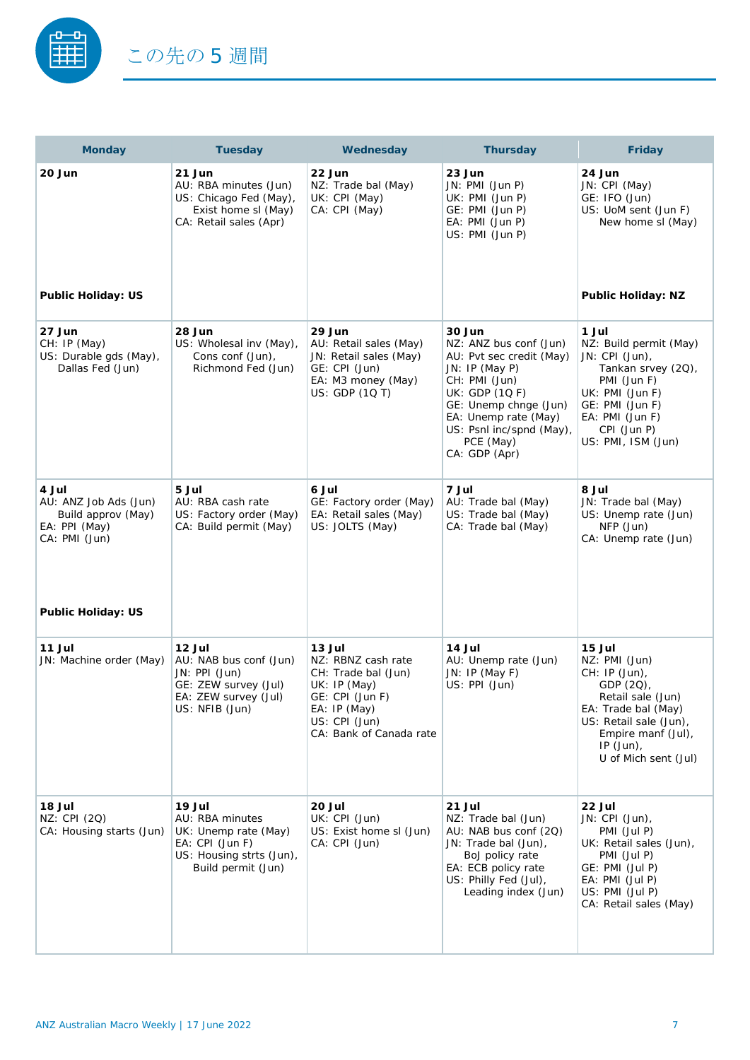# この先の 5 週間

| Monday | Tuesday | Wednesday | Thursday | Friday |
|---|---|---|---|---|
| **20 Jun**<br><br>**Public Holiday: US** | **21 Jun**<br>AU: RBA minutes (Jun)<br>US: Chicago Fed (May), Exist home sl (May)<br>CA: Retail sales (Apr) | **22 Jun**<br>NZ: Trade bal (May)<br>UK: CPI (May)<br>CA: CPI (May) | **23 Jun**<br>JN: PMI (Jun P)<br>UK: PMI (Jun P)<br>GE: PMI (Jun P)<br>EA: PMI (Jun P)<br>US: PMI (Jun P) | **24 Jun**<br>JN: CPI (May)<br>GE: IFO (Jun)<br>US: UoM sent (Jun F), New home sl (May)<br><br>**Public Holiday: NZ** |
| **27 Jun**<br>CH: IP (May)<br>US: Durable gds (May), Dallas Fed (Jun) | **28 Jun**<br>US: Wholesal inv (May), Cons conf (Jun), Richmond Fed (Jun) | **29 Jun**<br>AU: Retail sales (May)<br>JN: Retail sales (May)<br>GE: CPI (Jun)<br>EA: M3 money (May)<br>US: GDP (1Q T) | **30 Jun**<br>NZ: ANZ bus conf (Jun)<br>AU: Pvt sec credit (May)<br>JN: IP (May P)<br>CH: PMI (Jun)<br>UK: GDP (1Q F)<br>GE: Unemp chnge (Jun)<br>EA: Unemp rate (May)<br>US: Psnl inc/spnd (May), PCE (May)<br>CA: GDP (Apr) | **1 Jul**<br>NZ: Build permit (May)<br>JN: CPI (Jun), Tankan srvey (2Q), PMI (Jun F)<br>UK: PMI (Jun F)<br>GE: PMI (Jun F)<br>EA: PMI (Jun F), CPI (Jun P)<br>US: PMI, ISM (Jun) |
| **4 Jul**<br>AU: ANZ Job Ads (Jun) Build approv (May)<br>EA: PPI (May)<br>CA: PMI (Jun)<br><br>**Public Holiday: US** | **5 Jul**<br>AU: RBA cash rate<br>US: Factory order (May)<br>CA: Build permit (May) | **6 Jul**<br>GE: Factory order (May)<br>EA: Retail sales (May)<br>US: JOLTS (May) | **7 Jul**<br>AU: Trade bal (May)<br>US: Trade bal (May)<br>CA: Trade bal (May) | **8 Jul**<br>JN: Trade bal (May)<br>US: Unemp rate (Jun) NFP (Jun)<br>CA: Unemp rate (Jun) |
| **11 Jul**<br>JN: Machine order (May) | **12 Jul**<br>AU: NAB bus conf (Jun)<br>JN: PPI (Jun)<br>GE: ZEW survey (Jul)<br>EA: ZEW survey (Jul)<br>US: NFIB (Jun) | **13 Jul**<br>NZ: RBNZ cash rate<br>CH: Trade bal (Jun)<br>UK: IP (May)<br>GE: CPI (Jun F)<br>EA: IP (May)<br>US: CPI (Jun)<br>CA: Bank of Canada rate | **14 Jul**<br>AU: Unemp rate (Jun)<br>JN: IP (May F)<br>US: PPI (Jun) | **15 Jul**<br>NZ: PMI (Jun)<br>CH: IP (Jun), GDP (2Q), Retail sale (Jun)<br>EA: Trade bal (May)<br>US: Retail sale (Jun), Empire manf (Jul), IP (Jun), U of Mich sent (Jul) |
| **18 Jul**<br>NZ: CPI (2Q)<br>CA: Housing starts (Jun) | **19 Jul**<br>AU: RBA minutes<br>UK: Unemp rate (May)<br>EA: CPI (Jun F)<br>US: Housing strts (Jun), Build permit (Jun) | **20 Jul**<br>UK: CPI (Jun)<br>US: Exist home sl (Jun)<br>CA: CPI (Jun) | **21 Jul**<br>NZ: Trade bal (Jun)<br>AU: NAB bus conf (2Q)<br>JN: Trade bal (Jun), BoJ policy rate<br>EA: ECB policy rate<br>US: Philly Fed (Jul), Leading index (Jun) | **22 Jul**<br>JN: CPI (Jun), PMI (Jul P)<br>UK: Retail sales (Jun), PMI (Jul P)<br>GE: PMI (Jul P)<br>EA: PMI (Jul P)<br>US: PMI (Jul P)<br>CA: Retail sales (May) |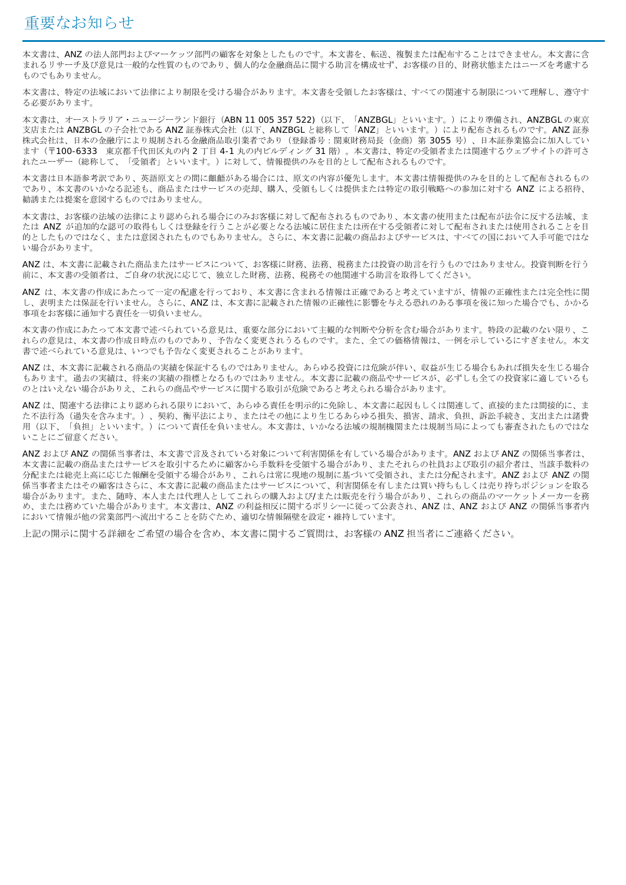# 重要なお知らせ

本文書は、ANZ の法人部門およびマーケッツ部門の顧客を対象としたものです。本文書を、転送、複製または配布することはできません。本文書に含まれるリサーチ及び意見は一般的な性質のものであり、個人的な金融商品に関する助言を構成せず、お客様の目的、財務状態またはニーズを考慮するものでもありません。

本文書は、特定の法域において法律により制限を受ける場合があります。本文書を受領したお客様は、すべての関連する制限について理解し、遵守する必要があります。

本文書は、オーストラリア・ニュージーランド銀行（ABN 11 005 357 522）（以下、「ANZBGL」といいます。）により準備され、ANZBGL の東京支店または ANZBGL の子会社である ANZ 証券株式会社（以下、ANZBGL と総称して「ANZ」といいます。）により配布されるものです。ANZ 証券株式会社は、日本の金融庁により規制される金融商品取引業者であり（登録番号：関東財務局長（金商）第 3055 号）、日本証券業協会に加入しています（〒100-6333　東京都千代田区丸の内 2 丁目 4-1 丸の内ビルディング 31 階）。本文書は、特定の受領者または関連するウェブサイトの許可されたユーザー（総称して、「受領者」といいます。）に対して、情報提供のみを目的として配布されるものです。

本文書は日本語参考訳であり、英語原文との間に齟齬がある場合には、原文の内容が優先します。本文書は情報提供のみを目的として配布されるものであり、本文書のいかなる記述も、商品またはサービスの売却、購入、受領もしくは提供または特定の取引戦略への参加に対する ANZ による招待、勧誘または提案を意図するものではありません。

本文書は、お客様の法域の法律により認められる場合にのみお客様に対して配布されるものであり、本文書の使用または配布が法令に反する法域、または ANZ が追加的な認可の取得もしくは登録を行うことが必要となる法域に居住または所在する受領者に対して配布されまたは使用されることを目的としたものではなく、または意図されたものでもありません。さらに、本文書に記載の商品およびサービスは、すべての国において入手可能ではない場合があります。

ANZ は、本文書に記載された商品またはサービスについて、お客様に財務、法務、税務または投資の助言を行うものではありません。投資判断を行う前に、本文書の受領者は、ご自身の状況に応じて、独立した財務、法務、税務その他関連する助言を取得してください。

ANZ は、本文書の作成にあたって一定の配慮を行っており、本文書に含まれる情報は正確であると考えていますが、情報の正確性または完全性に関し、表明または保証を行いません。さらに、ANZ は、本文書に記載された情報の正確性に影響を与える恐れのある事項を後に知った場合でも、かかる事項をお客様に通知する責任を一切負いません。

本文書の作成にあたって本文書で述べられている意見は、重要な部分において主観的な判断や分析を含む場合があります。特段の記載のない限り、これらの意見は、本文書の作成日時点のものであり、予告なく変更されうるものです。また、全ての価格情報は、一例を示しているにすぎません。本文書で述べられている意見は、いつでも予告なく変更されることがあります。

ANZ は、本文書に記載される商品の実績を保証するものではありません。あらゆる投資には危険が伴い、収益が生じる場合もあれば損失を生じる場合もあります。過去の実績は、将来の実績の指標となるものではありません。本文書に記載の商品やサービスが、必ずしも全ての投資家に適しているものとはいえない場合がありえ、これらの商品やサービスに関する取引が危険であると考えられる場合があります。

ANZ は、関連する法律により認められる限りにおいて、あらゆる責任を明示的に免除し、本文書に起因もしくは関連して、直接的または間接的に、また不法行為（過失を含みます。）、契約、衡平法により、またはその他により生じるあらゆる損失、損害、請求、負担、訴訟手続き、支出または諸費用（以下、「負担」といいます。）について責任を負いません。本文書は、いかなる法域の規制機関または規制当局によっても審査されたものではないことにご留意ください。

ANZ および ANZ の関係当事者は、本文書で言及されている対象について利害関係を有している場合があります。ANZ および ANZ の関係当事者は、本文書に記載の商品またはサービスを取引するために顧客から手数料を受領する場合があり、またそれらの社員および取引の紹介者は、当該手数料の分配または総売上高に応じた報酬を受領する場合があり、これらは常に現地の規制に基づいて受領され、または分配されます。ANZ および ANZ の関係当事者またはその顧客はさらに、本文書に記載の商品またはサービスについて、利害関係を有しまたは買い持ちもしくは売り持ちポジションを取る場合があります。また、随時、本人または代理人としてこれらの購入および/または販売を行う場合があり、これらの商品のマーケットメーカーを務め、または務めていた場合があります。本文書は、ANZ の利益相反に関するポリシーに従って公表され、ANZ は、ANZ および ANZ の関係当事者内において情報が他の営業部門へ流出することを防ぐため、適切な情報隔壁を設定・維持しています。

上記の開示に関する詳細をご希望の場合を含め、本文書に関するご質問は、お客様の ANZ 担当者にご連絡ください。